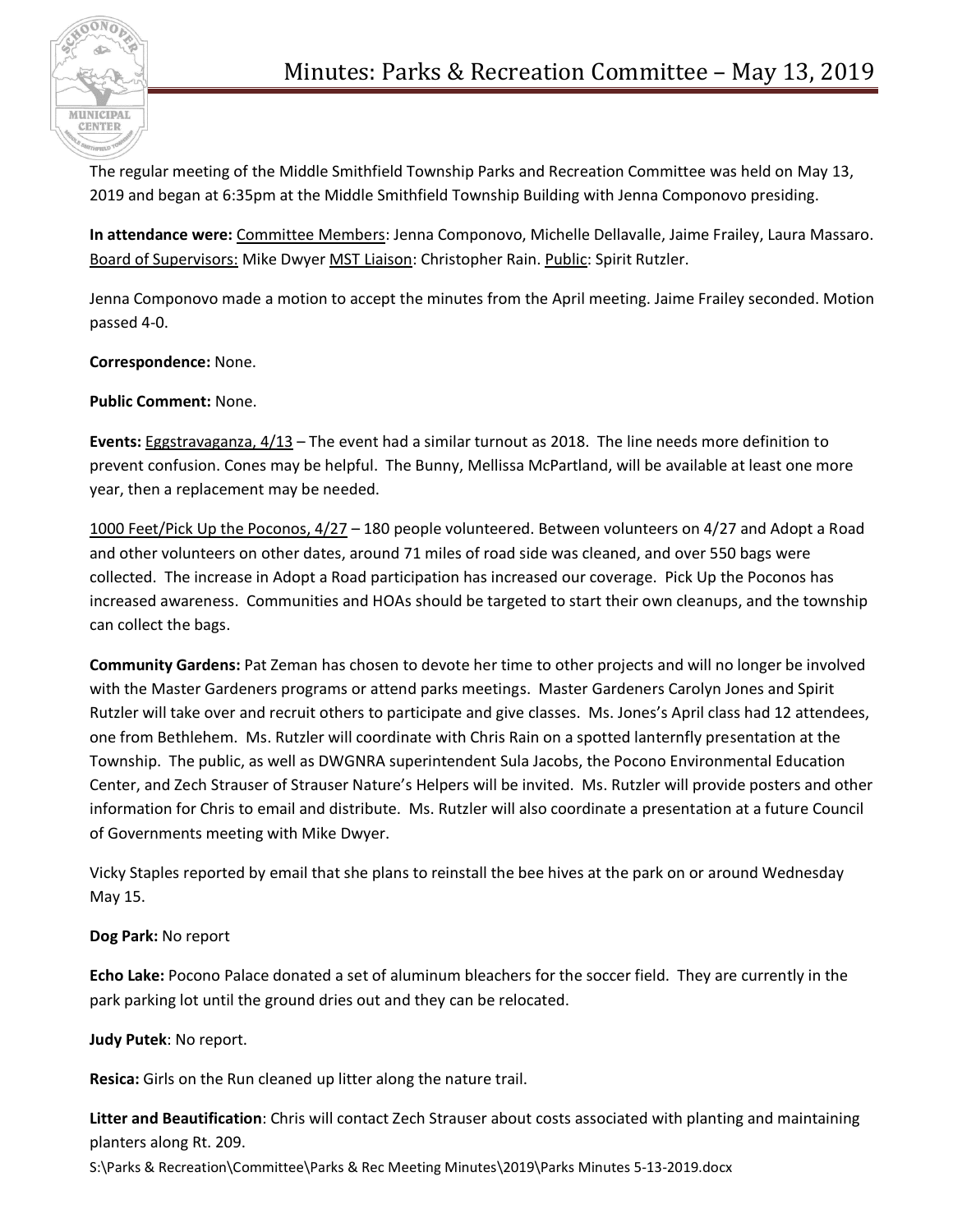# Minutes: Parks & Recreation Committee – May 13, 2019

The regular meeting of the Middle Smithfield Township Parks and Recreation Committee was held on May 13, 2019 and began at 6:35pm at the Middle Smithfield Township Building with Jenna Componovo presiding.

**In attendance were:** Committee Members: Jenna Componovo, Michelle Dellavalle, Jaime Frailey, Laura Massaro. Board of Supervisors: Mike Dwyer MST Liaison: Christopher Rain. Public: Spirit Rutzler.

Jenna Componovo made a motion to accept the minutes from the April meeting. Jaime Frailey seconded. Motion passed 4-0.

**Correspondence:** None.

**Public Comment:** None.

**Events:** Eggstravaganza, 4/13 – The event had a similar turnout as 2018. The line needs more definition to prevent confusion. Cones may be helpful. The Bunny, Mellissa McPartland, will be available at least one more year, then a replacement may be needed.

1000 Feet/Pick Up the Poconos, 4/27 – 180 people volunteered. Between volunteers on 4/27 and Adopt a Road and other volunteers on other dates, around 71 miles of road side was cleaned, and over 550 bags were collected. The increase in Adopt a Road participation has increased our coverage. Pick Up the Poconos has increased awareness. Communities and HOAs should be targeted to start their own cleanups, and the township can collect the bags.

**Community Gardens:** Pat Zeman has chosen to devote her time to other projects and will no longer be involved with the Master Gardeners programs or attend parks meetings. Master Gardeners Carolyn Jones and Spirit Rutzler will take over and recruit others to participate and give classes. Ms. Jones's April class had 12 attendees, one from Bethlehem. Ms. Rutzler will coordinate with Chris Rain on a spotted lanternfly presentation at the Township. The public, as well as DWGNRA superintendent Sula Jacobs, the Pocono Environmental Education Center, and Zech Strauser of Strauser Nature's Helpers will be invited. Ms. Rutzler will provide posters and other information for Chris to email and distribute. Ms. Rutzler will also coordinate a presentation at a future Council of Governments meeting with Mike Dwyer.

Vicky Staples reported by email that she plans to reinstall the bee hives at the park on or around Wednesday May 15.

**Dog Park:** No report

**Echo Lake:** Pocono Palace donated a set of aluminum bleachers for the soccer field. They are currently in the park parking lot until the ground dries out and they can be relocated.

**Judy Putek**: No report.

**Resica:** Girls on the Run cleaned up litter along the nature trail.

**Litter and Beautification**: Chris will contact Zech Strauser about costs associated with planting and maintaining planters along Rt. 209.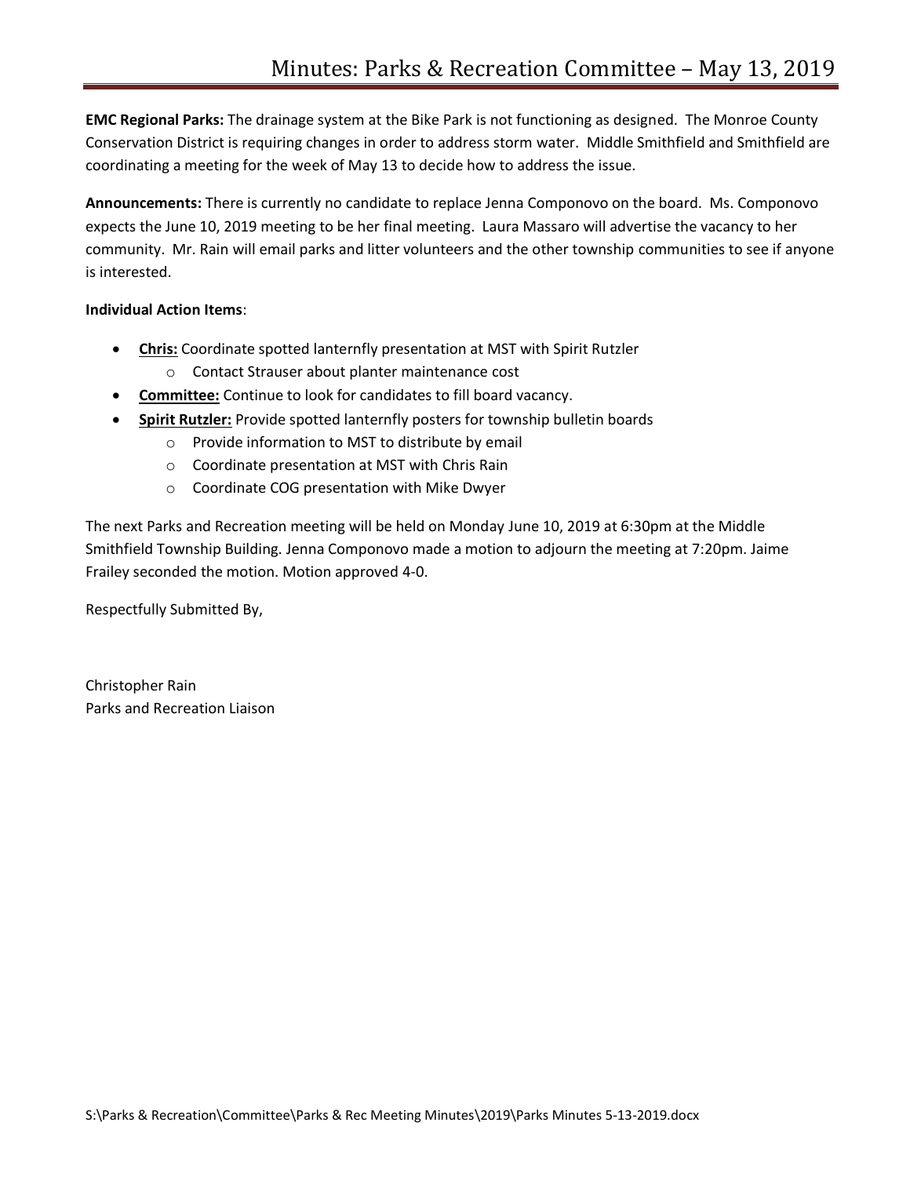**EMC Regional Parks:** The drainage system at the Bike Park is not functioning as designed. The Monroe County Conservation District is requiring changes in order to address storm water. Middle Smithfield and Smithfield are coordinating a meeting for the week of May 13 to decide how to address the issue.

**Announcements:** There is currently no candidate to replace Jenna Componovo on the board. Ms. Componovo expects the June 10, 2019 meeting to be her final meeting. Laura Massaro will advertise the vacancy to her community. Mr. Rain will email parks and litter volunteers and the other township communities to see if anyone is interested.

**Individual Action Items**:

- **Chris:** Coordinate spotted lanternfly presentation at MST with Spirit Rutzler
    - Contact Strauser about planter maintenance cost
- **Committee:** Continue to look for candidates to fill board vacancy.
- **Spirit Rutzler:** Provide spotted lanternfly posters for township bulletin boards
    - Provide information to MST to distribute by email
    - Coordinate presentation at MST with Chris Rain
    - Coordinate COG presentation with Mike Dwyer

The next Parks and Recreation meeting will be held on Monday June 10, 2019 at 6:30pm at the Middle Smithfield Township Building. Jenna Componovo made a motion to adjourn the meeting at 7:20pm. Jaime Frailey seconded the motion. Motion approved 4-0.

Respectfully Submitted By,

Christopher Rain
Parks and Recreation Liaison

S:\Parks & Recreation\Committee\Parks & Rec Meeting Minutes\2019\Parks Minutes 5-13-2019.docx